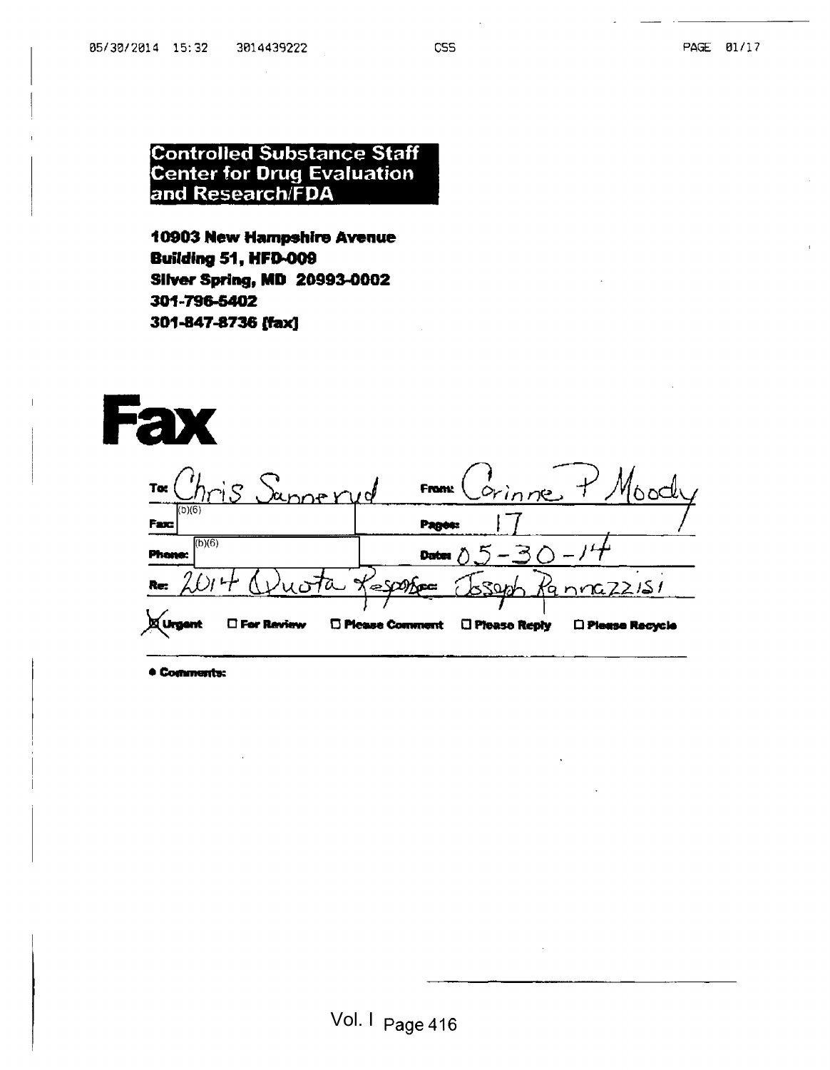**Controlled Substance Staff**
**Center for Drug Evaluation and Research/FDA**

**10903 New Hampshire Avenue**
**Building 51, HFD-009**
**Silver Spring, MD 20993-0002**
**301-796-5402**
**301-847-8736 [fax]**

# Fax

| | | | |
|---|---|---|---|
| **To:** | Chris Sannerud | **From:** | Corinne P Moody |
| **Fax:** | (b)(6) | **Pages:** | 17 |
| **Phone:** | (b)(6) | **Date:** | 05-30-14 |
| **Re:** | 2014 Quota Response | **cc:** | Joseph Rannazzisi |

☒ **Urgent** ☐ **For Review** ☐ **Please Comment** ☐ **Please Reply** ☐ **Please Recycle**

- **Comments:**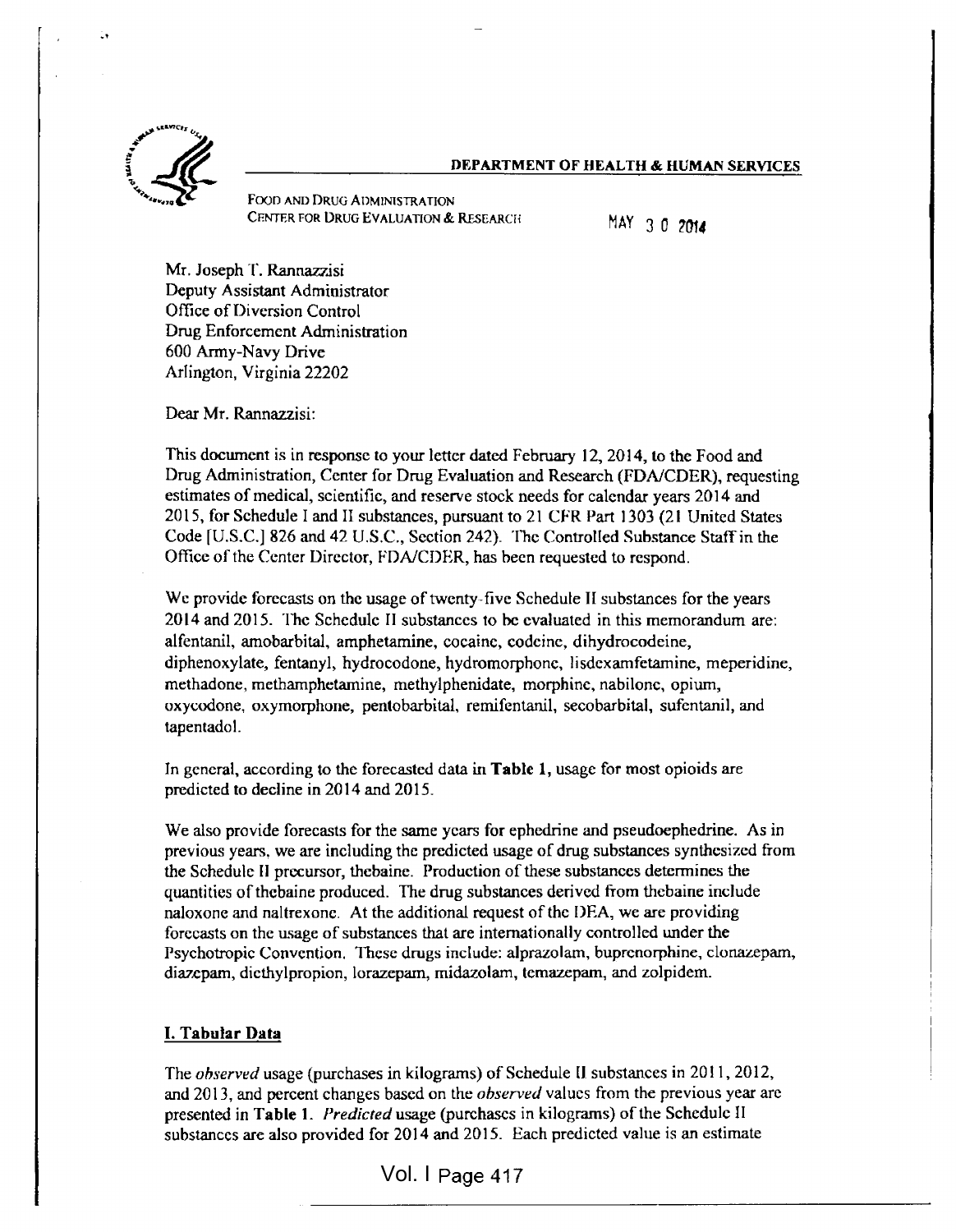**DEPARTMENT OF HEALTH & HUMAN SERVICES**

FOOD AND DRUG ADMINISTRATION
CENTER FOR DRUG EVALUATION & RESEARCH

MAY 30 2014

Mr. Joseph T. Rannazzisi
Deputy Assistant Administrator
Office of Diversion Control
Drug Enforcement Administration
600 Army-Navy Drive
Arlington, Virginia 22202

Dear Mr. Rannazzisi:

This document is in response to your letter dated February 12, 2014, to the Food and Drug Administration, Center for Drug Evaluation and Research (FDA/CDER), requesting estimates of medical, scientific, and reserve stock needs for calendar years 2014 and 2015, for Schedule I and II substances, pursuant to 21 CFR Part 1303 (21 United States Code [U.S.C.] 826 and 42 U.S.C., Section 242). The Controlled Substance Staff in the Office of the Center Director, FDA/CDER, has been requested to respond.

We provide forecasts on the usage of twenty-five Schedule II substances for the years 2014 and 2015. The Schedule II substances to be evaluated in this memorandum are: alfentanil, amobarbital, amphetamine, cocaine, codeine, dihydrocodeine, diphenoxylate, fentanyl, hydrocodone, hydromorphone, lisdexamfetamine, meperidine, methadone, methamphetamine, methylphenidate, morphine, nabilone, opium, oxycodone, oxymorphone, pentobarbital, remifentanil, secobarbital, sufentanil, and tapentadol.

In general, according to the forecasted data in **Table 1**, usage for most opioids are predicted to decline in 2014 and 2015.

We also provide forecasts for the same years for ephedrine and pseudoephedrine. As in previous years, we are including the predicted usage of drug substances synthesized from the Schedule II precursor, thebaine. Production of these substances determines the quantities of thebaine produced. The drug substances derived from thebaine include naloxone and naltrexone. At the additional request of the DEA, we are providing forecasts on the usage of substances that are internationally controlled under the Psychotropic Convention. These drugs include: alprazolam, buprenorphine, clonazepam, diazepam, diethylpropion, lorazepam, midazolam, temazepam, and zolpidem.

## I. Tabular Data

The *observed* usage (purchases in kilograms) of Schedule II substances in 2011, 2012, and 2013, and percent changes based on the *observed* values from the previous year are presented in **Table 1**. *Predicted* usage (purchases in kilograms) of the Schedule II substances are also provided for 2014 and 2015. Each predicted value is an estimate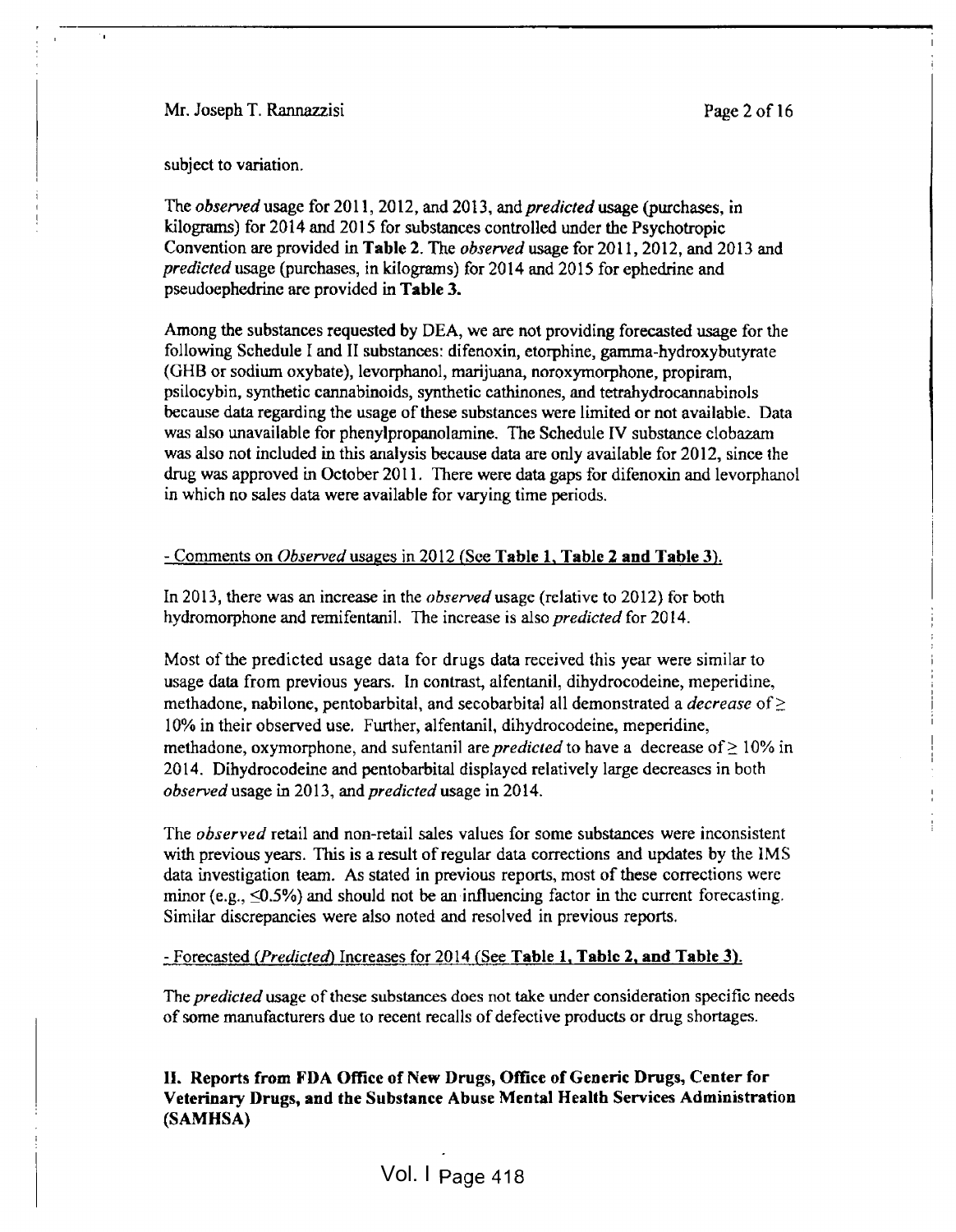subject to variation.

The *observed* usage for 2011, 2012, and 2013, and *predicted* usage (purchases, in kilograms) for 2014 and 2015 for substances controlled under the Psychotropic Convention are provided in **Table 2.** The *observed* usage for 2011, 2012, and 2013 and *predicted* usage (purchases, in kilograms) for 2014 and 2015 for ephedrine and pseudoephedrine are provided in **Table 3.**

Among the substances requested by DEA, we are not providing forecasted usage for the following Schedule I and II substances: difenoxin, etorphine, gamma-hydroxybutyrate (GHB or sodium oxybate), levorphanol, marijuana, noroxymorphone, propiram, psilocybin, synthetic cannabinoids, synthetic cathinones, and tetrahydrocannabinols because data regarding the usage of these substances were limited or not available. Data was also unavailable for phenylpropanolamine. The Schedule IV substance clobazam was also not included in this analysis because data are only available for 2012, since the drug was approved in October 2011. There were data gaps for difenoxin and levorphanol in which no sales data were available for varying time periods.

- Comments on *Observed* usages in 2012 (See **Table 1, Table 2 and Table 3**).

In 2013, there was an increase in the *observed* usage (relative to 2012) for both hydromorphone and remifentanil. The increase is also *predicted* for 2014.

Most of the predicted usage data for drugs data received this year were similar to usage data from previous years. In contrast, alfentanil, dihydrocodeine, meperidine, methadone, nabilone, pentobarbital, and secobarbital all demonstrated a *decrease* of $\geq$ 10% in their observed use. Further, alfentanil, dihydrocodeine, meperidine, methadone, oxymorphone, and sufentanil are *predicted* to have a decrease of $\geq$ 10% in 2014. Dihydrocodeine and pentobarbital displayed relatively large decreases in both *observed* usage in 2013, and *predicted* usage in 2014.

The *observed* retail and non-retail sales values for some substances were inconsistent with previous years. This is a result of regular data corrections and updates by the IMS data investigation team. As stated in previous reports, most of these corrections were minor (e.g., $\leq$0.5%) and should not be an influencing factor in the current forecasting. Similar discrepancies were also noted and resolved in previous reports.

- Forecasted (*Predicted*) Increases for 2014 (See **Table 1, Table 2, and Table 3**).

The *predicted* usage of these substances does not take under consideration specific needs of some manufacturers due to recent recalls of defective products or drug shortages.

**II. Reports from FDA Office of New Drugs, Office of Generic Drugs, Center for Veterinary Drugs, and the Substance Abuse Mental Health Services Administration (SAMHSA)**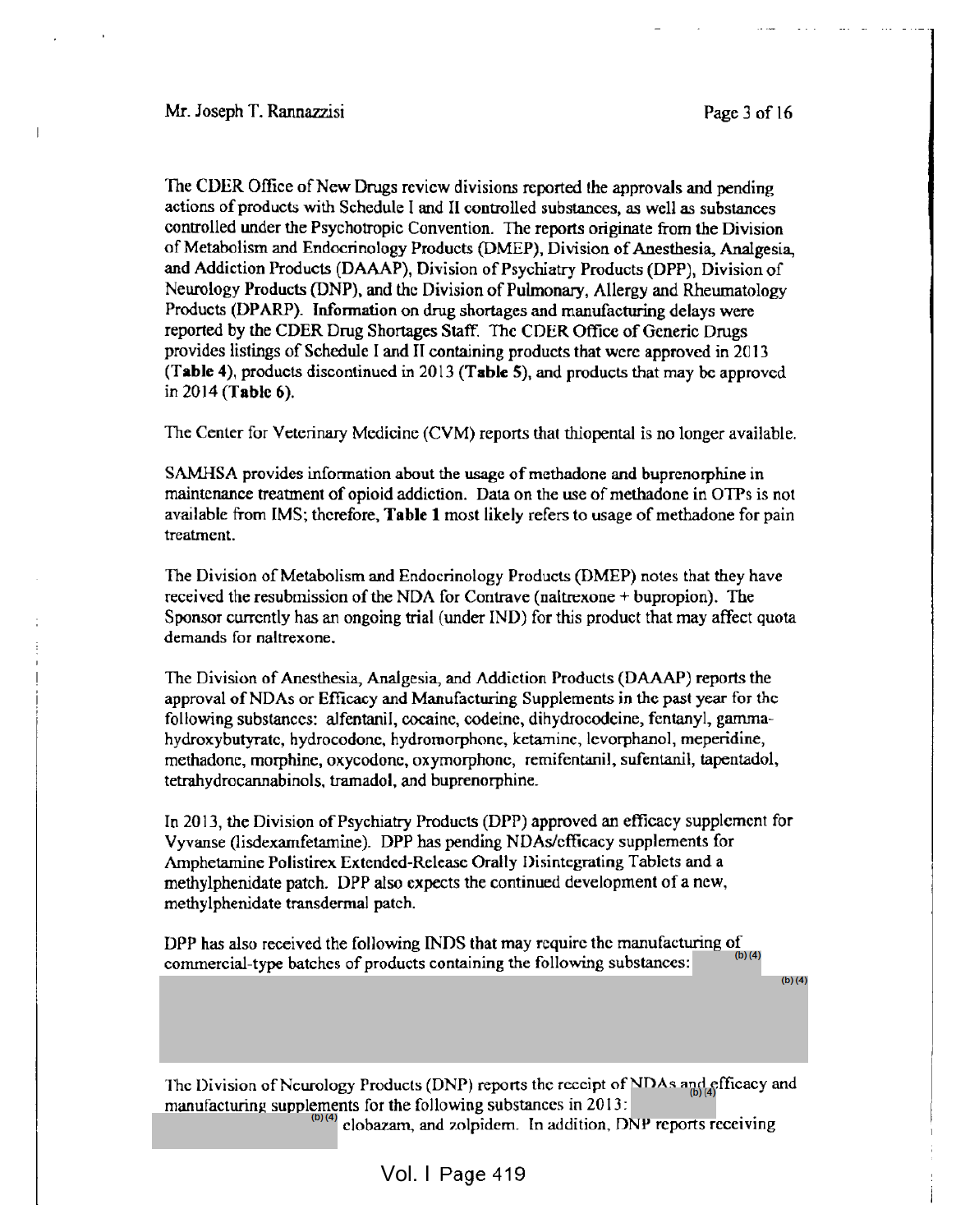The CDER Office of New Drugs review divisions reported the approvals and pending actions of products with Schedule I and II controlled substances, as well as substances controlled under the Psychotropic Convention. The reports originate from the Division of Metabolism and Endocrinology Products (DMEP), Division of Anesthesia, Analgesia, and Addiction Products (DAAAP), Division of Psychiatry Products (DPP), Division of Neurology Products (DNP), and the Division of Pulmonary, Allergy and Rheumatology Products (DPARP). Information on drug shortages and manufacturing delays were reported by the CDER Drug Shortages Staff. The CDER Office of Generic Drugs provides listings of Schedule I and II containing products that were approved in 2013 (**Table 4**), products discontinued in 2013 (**Table 5**), and products that may be approved in 2014 (**Table 6**).

The Center for Veterinary Medicine (CVM) reports that thiopental is no longer available.

SAMHSA provides information about the usage of methadone and buprenorphine in maintenance treatment of opioid addiction. Data on the use of methadone in OTPs is not available from IMS; therefore, **Table 1** most likely refers to usage of methadone for pain treatment.

The Division of Metabolism and Endocrinology Products (DMEP) notes that they have received the resubmission of the NDA for Contrave (naltrexone + bupropion). The Sponsor currently has an ongoing trial (under IND) for this product that may affect quota demands for naltrexone.

The Division of Anesthesia, Analgesia, and Addiction Products (DAAAP) reports the approval of NDAs or Efficacy and Manufacturing Supplements in the past year for the following substances: alfentanil, cocaine, codeine, dihydrocodeine, fentanyl, gamma-hydroxybutyrate, hydrocodone, hydromorphone, ketamine, levorphanol, meperidine, methadone, morphine, oxycodone, oxymorphone, remifentanil, sufentanil, tapentadol, tetrahydrocannabinols, tramadol, and buprenorphine.

In 2013, the Division of Psychiatry Products (DPP) approved an efficacy supplement for Vyvanse (lisdexamfetamine). DPP has pending NDAs/efficacy supplements for Amphetamine Polistirex Extended-Release Orally Disintegrating Tablets and a methylphenidate patch. DPP also expects the continued development of a new, methylphenidate transdermal patch.

DPP has also received the following INDS that may require the manufacturing of commercial-type batches of products containing the following substances: (b)(4)

(b)(4)

The Division of Neurology Products (DNP) reports the receipt of NDAs and (b)(4) efficacy and manufacturing supplements for the following substances in 2013: (b)(4) clobazam, and zolpidem. In addition, DNP reports receiving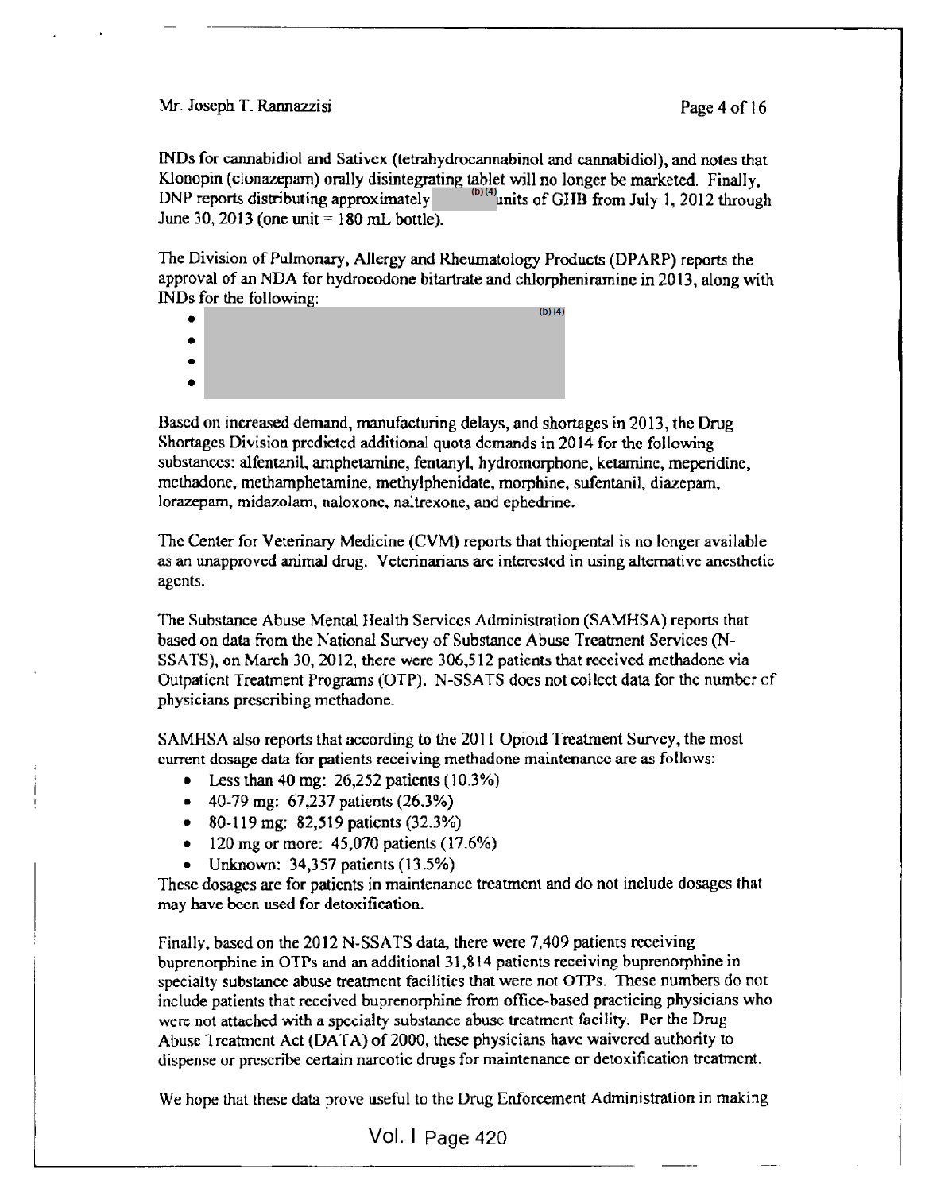INDs for cannabidiol and Sativex (tetrahydrocannabinol and cannabidiol), and notes that Klonopin (clonazepam) orally disintegrating tablet will no longer be marketed. Finally, DNP reports distributing approximately (b)(4) units of GHB from July 1, 2012 through June 30, 2013 (one unit = 180 mL bottle).

The Division of Pulmonary, Allergy and Rheumatology Products (DPARP) reports the approval of an NDA for hydrocodone bitartrate and chlorpheniramine in 2013, along with INDs for the following:

- (b)(4)
- 
- 
- 

Based on increased demand, manufacturing delays, and shortages in 2013, the Drug Shortages Division predicted additional quota demands in 2014 for the following substances: alfentanil, amphetamine, fentanyl, hydromorphone, ketamine, meperidine, methadone, methamphetamine, methylphenidate, morphine, sufentanil, diazepam, lorazepam, midazolam, naloxone, naltrexone, and ephedrine.

The Center for Veterinary Medicine (CVM) reports that thiopental is no longer available as an unapproved animal drug. Veterinarians are interested in using alternative anesthetic agents.

The Substance Abuse Mental Health Services Administration (SAMHSA) reports that based on data from the National Survey of Substance Abuse Treatment Services (N-SSATS), on March 30, 2012, there were 306,512 patients that received methadone via Outpatient Treatment Programs (OTP). N-SSATS does not collect data for the number of physicians prescribing methadone.

SAMHSA also reports that according to the 2011 Opioid Treatment Survey, the most current dosage data for patients receiving methadone maintenance are as follows:

- Less than 40 mg: 26,252 patients (10.3%)
- 40-79 mg: 67,237 patients (26.3%)
- 80-119 mg: 82,519 patients (32.3%)
- 120 mg or more: 45,070 patients (17.6%)
- Unknown: 34,357 patients (13.5%)

These dosages are for patients in maintenance treatment and do not include dosages that may have been used for detoxification.

Finally, based on the 2012 N-SSATS data, there were 7,409 patients receiving buprenorphine in OTPs and an additional 31,814 patients receiving buprenorphine in specialty substance abuse treatment facilities that were not OTPs. These numbers do not include patients that received buprenorphine from office-based practicing physicians who were not attached with a specialty substance abuse treatment facility. Per the Drug Abuse Treatment Act (DATA) of 2000, these physicians have waivered authority to dispense or prescribe certain narcotic drugs for maintenance or detoxification treatment.

We hope that these data prove useful to the Drug Enforcement Administration in making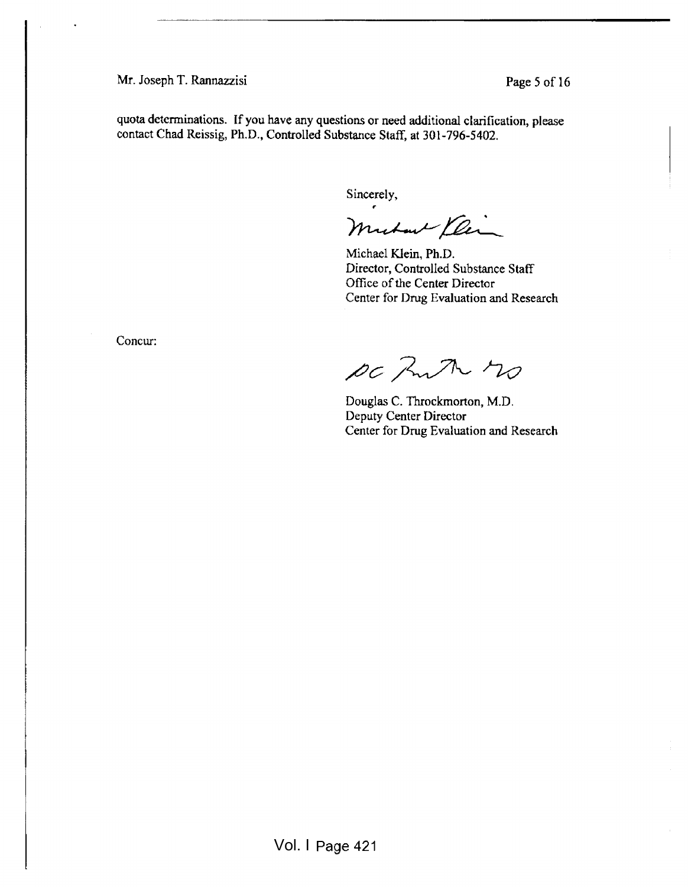quota determinations. If you have any questions or need additional clarification, please contact Chad Reissig, Ph.D., Controlled Substance Staff, at 301-796-5402.

Sincerely,

Michael Klein, Ph.D.
Director, Controlled Substance Staff
Office of the Center Director
Center for Drug Evaluation and Research

Concur:

Douglas C. Throckmorton, M.D.
Deputy Center Director
Center for Drug Evaluation and Research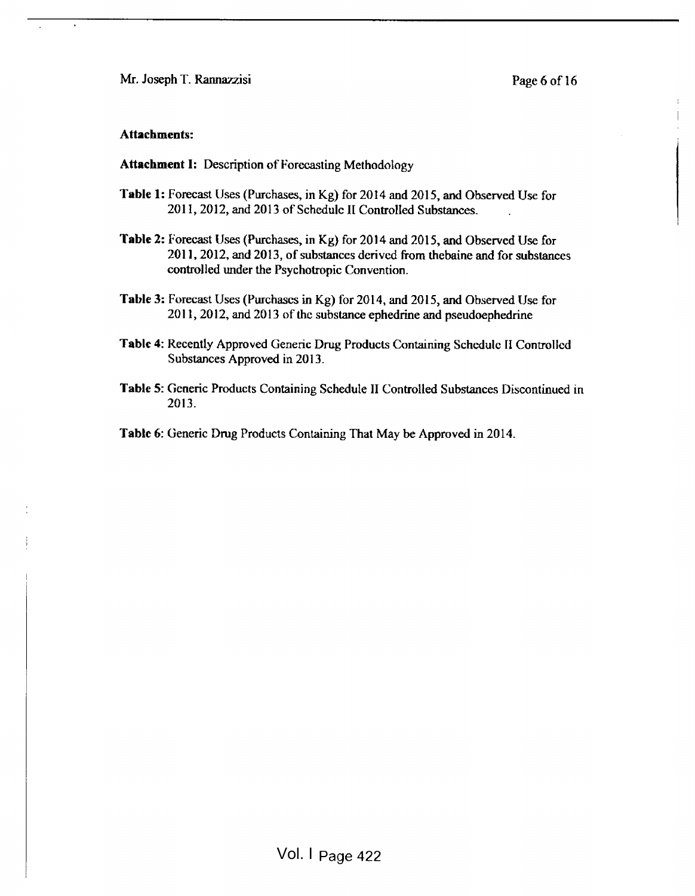**Attachments:**

**Attachment I:** Description of Forecasting Methodology

**Table 1:** Forecast Uses (Purchases, in Kg) for 2014 and 2015, and Observed Use for 2011, 2012, and 2013 of Schedule II Controlled Substances.

**Table 2:** Forecast Uses (Purchases, in Kg) for 2014 and 2015, and Observed Use for 2011, 2012, and 2013, of substances derived from thebaine and for substances controlled under the Psychotropic Convention.

**Table 3:** Forecast Uses (Purchases in Kg) for 2014, and 2015, and Observed Use for 2011, 2012, and 2013 of the substance ephedrine and pseudoephedrine

**Table 4:** Recently Approved Generic Drug Products Containing Schedule II Controlled Substances Approved in 2013.

**Table 5:** Generic Products Containing Schedule II Controlled Substances Discontinued in 2013.

**Table 6:** Generic Drug Products Containing That May be Approved in 2014.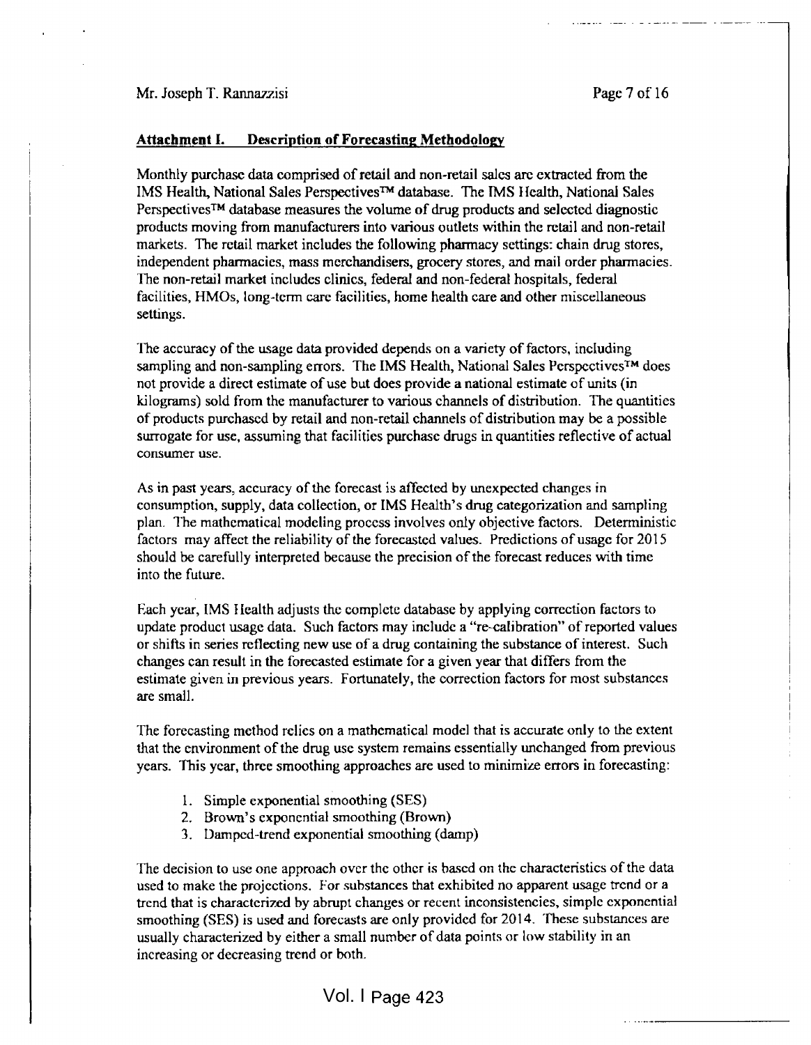## Attachment I. Description of Forecasting Methodology

Monthly purchase data comprised of retail and non-retail sales are extracted from the IMS Health, National Sales Perspectives™ database. The IMS Health, National Sales Perspectives™ database measures the volume of drug products and selected diagnostic products moving from manufacturers into various outlets within the retail and non-retail markets. The retail market includes the following pharmacy settings: chain drug stores, independent pharmacies, mass merchandisers, grocery stores, and mail order pharmacies. The non-retail market includes clinics, federal and non-federal hospitals, federal facilities, HMOs, long-term care facilities, home health care and other miscellaneous settings.

The accuracy of the usage data provided depends on a variety of factors, including sampling and non-sampling errors. The IMS Health, National Sales Perspectives™ does not provide a direct estimate of use but does provide a national estimate of units (in kilograms) sold from the manufacturer to various channels of distribution. The quantities of products purchased by retail and non-retail channels of distribution may be a possible surrogate for use, assuming that facilities purchase drugs in quantities reflective of actual consumer use.

As in past years, accuracy of the forecast is affected by unexpected changes in consumption, supply, data collection, or IMS Health's drug categorization and sampling plan. The mathematical modeling process involves only objective factors. Deterministic factors may affect the reliability of the forecasted values. Predictions of usage for 2015 should be carefully interpreted because the precision of the forecast reduces with time into the future.

Each year, IMS Health adjusts the complete database by applying correction factors to update product usage data. Such factors may include a "re-calibration" of reported values or shifts in series reflecting new use of a drug containing the substance of interest. Such changes can result in the forecasted estimate for a given year that differs from the estimate given in previous years. Fortunately, the correction factors for most substances are small.

The forecasting method relies on a mathematical model that is accurate only to the extent that the environment of the drug use system remains essentially unchanged from previous years. This year, three smoothing approaches are used to minimize errors in forecasting:

1. Simple exponential smoothing (SES)
2. Brown's exponential smoothing (Brown)
3. Damped-trend exponential smoothing (damp)

The decision to use one approach over the other is based on the characteristics of the data used to make the projections. For substances that exhibited no apparent usage trend or a trend that is characterized by abrupt changes or recent inconsistencies, simple exponential smoothing (SES) is used and forecasts are only provided for 2014. These substances are usually characterized by either a small number of data points or low stability in an increasing or decreasing trend or both.

Vol. I Page 423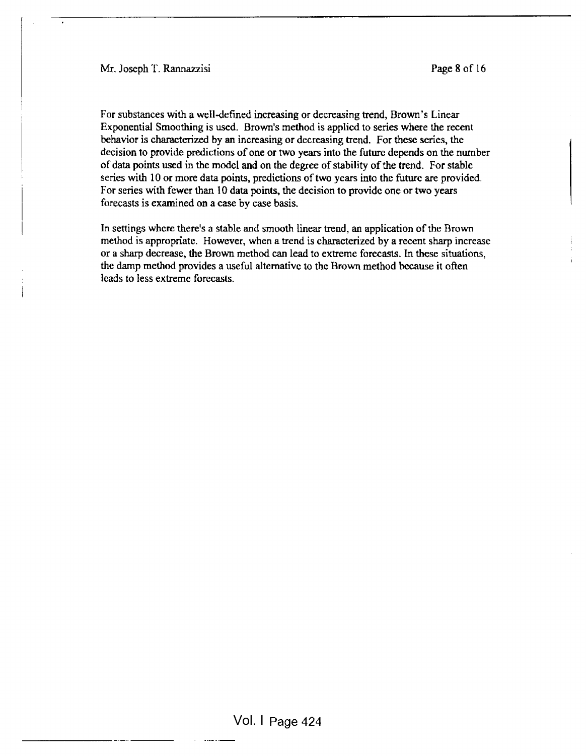For substances with a well-defined increasing or decreasing trend, Brown's Linear Exponential Smoothing is used. Brown's method is applied to series where the recent behavior is characterized by an increasing or decreasing trend. For these series, the decision to provide predictions of one or two years into the future depends on the number of data points used in the model and on the degree of stability of the trend. For stable series with 10 or more data points, predictions of two years into the future are provided. For series with fewer than 10 data points, the decision to provide one or two years forecasts is examined on a case by case basis.

In settings where there's a stable and smooth linear trend, an application of the Brown method is appropriate. However, when a trend is characterized by a recent sharp increase or a sharp decrease, the Brown method can lead to extreme forecasts. In these situations, the damp method provides a useful alternative to the Brown method because it often leads to less extreme forecasts.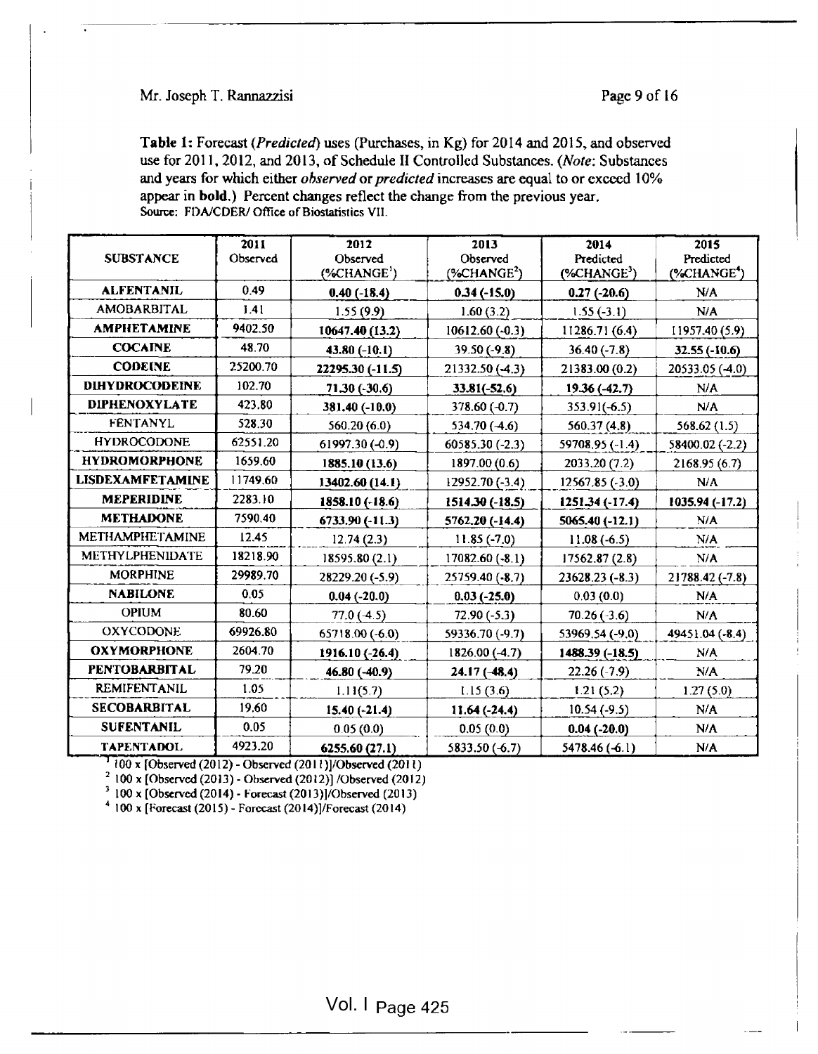**Table 1:** Forecast (*Predicted*) uses (Purchases, in Kg) for 2014 and 2015, and observed use for 2011, 2012, and 2013, of Schedule II Controlled Substances. (*Note*: Substances and years for which either *observed* or *predicted* increases are equal to or exceed 10% appear in **bold.**) Percent changes reflect the change from the previous year.
Source: FDA/CDER/ Office of Biostatistics VII.

| SUBSTANCE | 2011 Observed | 2012 Observed (%CHANGE[1]) | 2013 Observed (%CHANGE[2]) | 2014 Predicted (%CHANGE[3]) | 2015 Predicted (%CHANGE[4]) |
|---|---|---|---|---|---|
| **ALFENTANIL** | 0.49 | **0.40 (-18.4)** | **0.34 (-15.0)** | **0.27 (-20.6)** | N/A |
| AMOBARBITAL | 1.41 | 1.55 (9.9) | 1.60 (3.2) | 1.55 (-3.1) | N/A |
| **AMPHETAMINE** | 9402.50 | **10647.40 (13.2)** | 10612.60 (-0.3) | 11286.71 (6.4) | 11957.40 (5.9) |
| **COCAINE** | 48.70 | **43.80 (-10.1)** | 39.50 (-9.8) | 36.40 (-7.8) | **32.55 (-10.6)** |
| **CODEINE** | 25200.70 | **22295.30 (-11.5)** | 21332.50 (-4.3) | 21383.00 (0.2) | 20533.05 (-4.0) |
| **DIHYDROCODEINE** | 102.70 | **71.30 (-30.6)** | **33.81(-52.6)** | **19.36 (-42.7)** | N/A |
| **DIPHENOXYLATE** | 423.80 | **381.40 (-10.0)** | 378.60 (-0.7) | 353.91(-6.5) | N/A |
| FENTANYL | 528.30 | 560.20 (6.0) | 534.70 (-4.6) | 560.37 (4.8) | 568.62 (1.5) |
| HYDROCODONE | 62551.20 | 61997.30 (-0.9) | 60585.30 (-2.3) | 59708.95 (-1.4) | 58400.02 (-2.2) |
| **HYDROMORPHONE** | 1659.60 | **1885.10 (13.6)** | 1897.00 (0.6) | 2033.20 (7.2) | 2168.95 (6.7) |
| **LISDEXAMFETAMINE** | 11749.60 | **13402.60 (14.1)** | 12952.70 (-3.4) | 12567.85 (-3.0) | N/A |
| **MEPERIDINE** | 2283.10 | **1858.10 (-18.6)** | **1514.30 (-18.5)** | **1251.34 (-17.4)** | **1035.94 (-17.2)** |
| **METHADONE** | 7590.40 | **6733.90 (-11.3)** | **5762.20 (-14.4)** | **5065.40 (-12.1)** | N/A |
| METHAMPHETAMINE | 12.45 | 12.74 (2.3) | 11.85 (-7.0) | 11.08 (-6.5) | N/A |
| METHYLPHENIDATE | 18218.90 | 18595.80 (2.1) | 17082.60 (-8.1) | 17562.87 (2.8) | N/A |
| MORPHINE | 29989.70 | 28229.20 (-5.9) | 25759.40 (-8.7) | 23628.23 (-8.3) | 21788.42 (-7.8) |
| **NABILONE** | 0.05 | **0.04 (-20.0)** | **0.03 (-25.0)** | 0.03 (0.0) | N/A |
| OPIUM | 80.60 | 77.0 (-4.5) | 72.90 (-5.3) | 70.26 (-3.6) | N/A |
| OXYCODONE | 69926.80 | 65718.00 (-6.0) | 59336.70 (-9.7) | 53969.54 (-9.0) | 49451.04 (-8.4) |
| **OXYMORPHONE** | 2604.70 | **1916.10 (-26.4)** | 1826.00 (-4.7) | **1488.39 (-18.5)** | N/A |
| **PENTOBARBITAL** | 79.20 | **46.80 (-40.9)** | **24.17 (-48.4)** | 22.26 (-7.9) | N/A |
| REMIFENTANIL | 1.05 | 1.11(5.7) | 1.15 (3.6) | 1.21 (5.2) | 1.27 (5.0) |
| **SECOBARBITAL** | 19.60 | **15.40 (-21.4)** | **11.64 (-24.4)** | 10.54 (-9.5) | N/A |
| **SUFENTANIL** | 0.05 | 0.05 (0.0) | 0.05 (0.0) | **0.04 (-20.0)** | N/A |
| **TAPENTADOL** | 4923.20 | **6255.60 (27.1)** | 5833.50 (-6.7) | 5478.46 (-6.1) | N/A |

[1] 100 x [Observed (2012) - Observed (2011)]/Observed (2011)
[2] 100 x [Observed (2013) - Observed (2012)] /Observed (2012)
[3] 100 x [Observed (2014) - Forecast (2013)]/Observed (2013)
[4] 100 x [Forecast (2015) - Forecast (2014)]/Forecast (2014)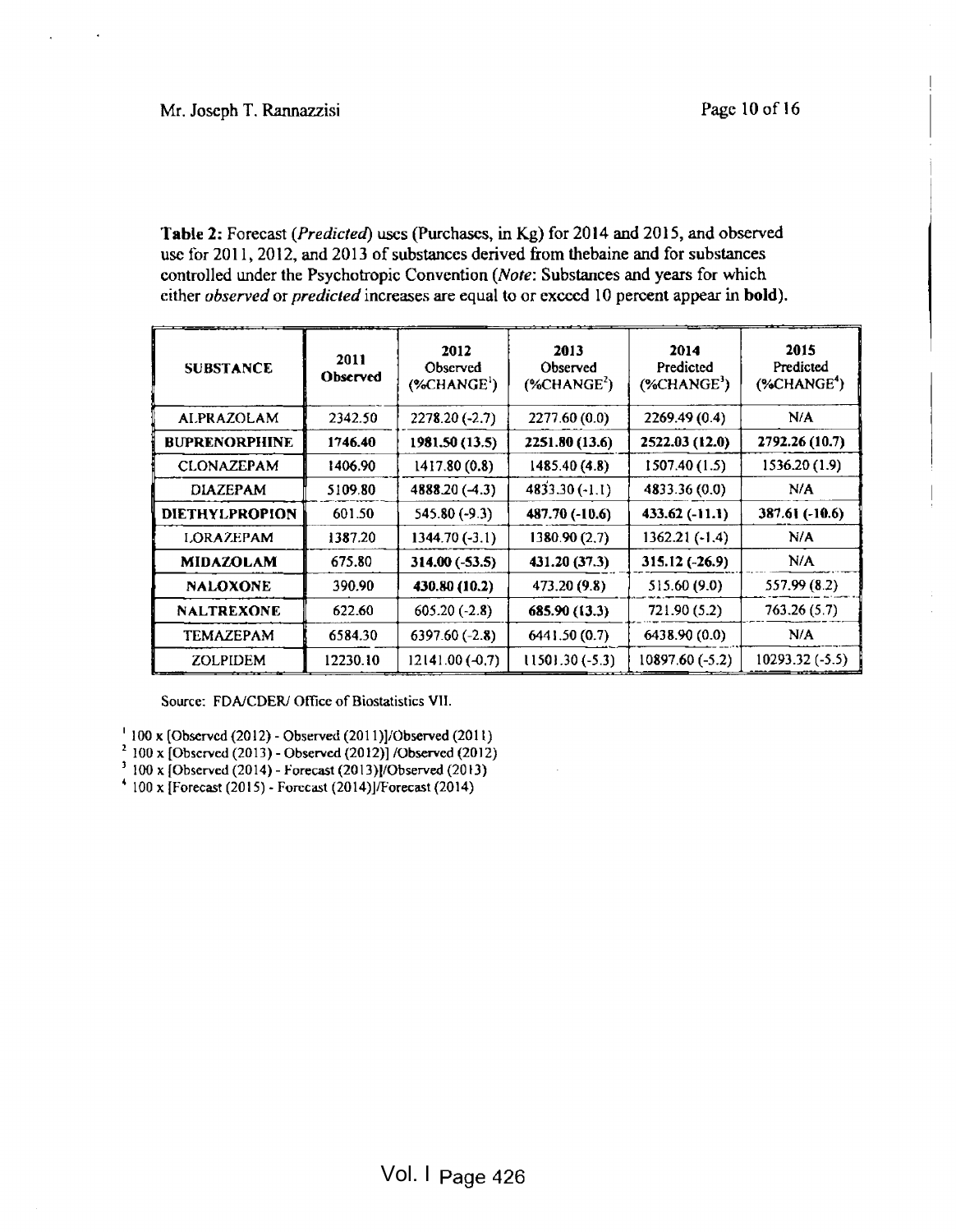**Table 2:** Forecast (*Predicted*) uses (Purchases, in Kg) for 2014 and 2015, and observed use for 2011, 2012, and 2013 of substances derived from thebaine and for substances controlled under the Psychotropic Convention (*Note*: Substances and years for which either *observed* or *predicted* increases are equal to or exceed 10 percent appear in **bold**).

| SUBSTANCE | 2011 Observed | 2012 Observed (%CHANGE[1]) | 2013 Observed (%CHANGE[2]) | 2014 Predicted (%CHANGE[3]) | 2015 Predicted (%CHANGE[4]) |
|---|---|---|---|---|---|
| ALPRAZOLAM | 2342.50 | 2278.20 (-2.7) | 2277.60 (0.0) | 2269.49 (0.4) | N/A |
| **BUPRENORPHINE** | **1746.40** | **1981.50 (13.5)** | **2251.80 (13.6)** | **2522.03 (12.0)** | **2792.26 (10.7)** |
| CLONAZEPAM | 1406.90 | 1417.80 (0.8) | 1485.40 (4.8) | 1507.40 (1.5) | 1536.20 (1.9) |
| DIAZEPAM | 5109.80 | 4888.20 (-4.3) | 4833.30 (-1.1) | 4833.36 (0.0) | N/A |
| **DIETHYLPROPION** | 601.50 | 545.80 (-9.3) | **487.70 (-10.6)** | **433.62 (-11.1)** | **387.61 (-10.6)** |
| LORAZEPAM | 1387.20 | 1344.70 (-3.1) | 1380.90 (2.7) | 1362.21 (-1.4) | N/A |
| **MIDAZOLAM** | 675.80 | **314.00 (-53.5)** | **431.20 (37.3)** | **315.12 (-26.9)** | N/A |
| **NALOXONE** | 390.90 | **430.80 (10.2)** | 473.20 (9.8) | 515.60 (9.0) | 557.99 (8.2) |
| **NALTREXONE** | 622.60 | 605.20 (-2.8) | **685.90 (13.3)** | 721.90 (5.2) | 763.26 (5.7) |
| TEMAZEPAM | 6584.30 | 6397.60 (-2.8) | 6441.50 (0.7) | 6438.90 (0.0) | N/A |
| ZOLPIDEM | 12230.10 | 12141.00 (-0.7) | 11501.30 (-5.3) | 10897.60 (-5.2) | 10293.32 (-5.5) |

Source: FDA/CDER/ Office of Biostatistics VII.

[1] 100 x [Observed (2012) - Observed (2011)]/Observed (2011)
[2] 100 x [Observed (2013) - Observed (2012)] /Observed (2012)
[3] 100 x [Observed (2014) - Forecast (2013)]/Observed (2013)
[4] 100 x [Forecast (2015) - Forecast (2014)]/Forecast (2014)

Vol. I Page 426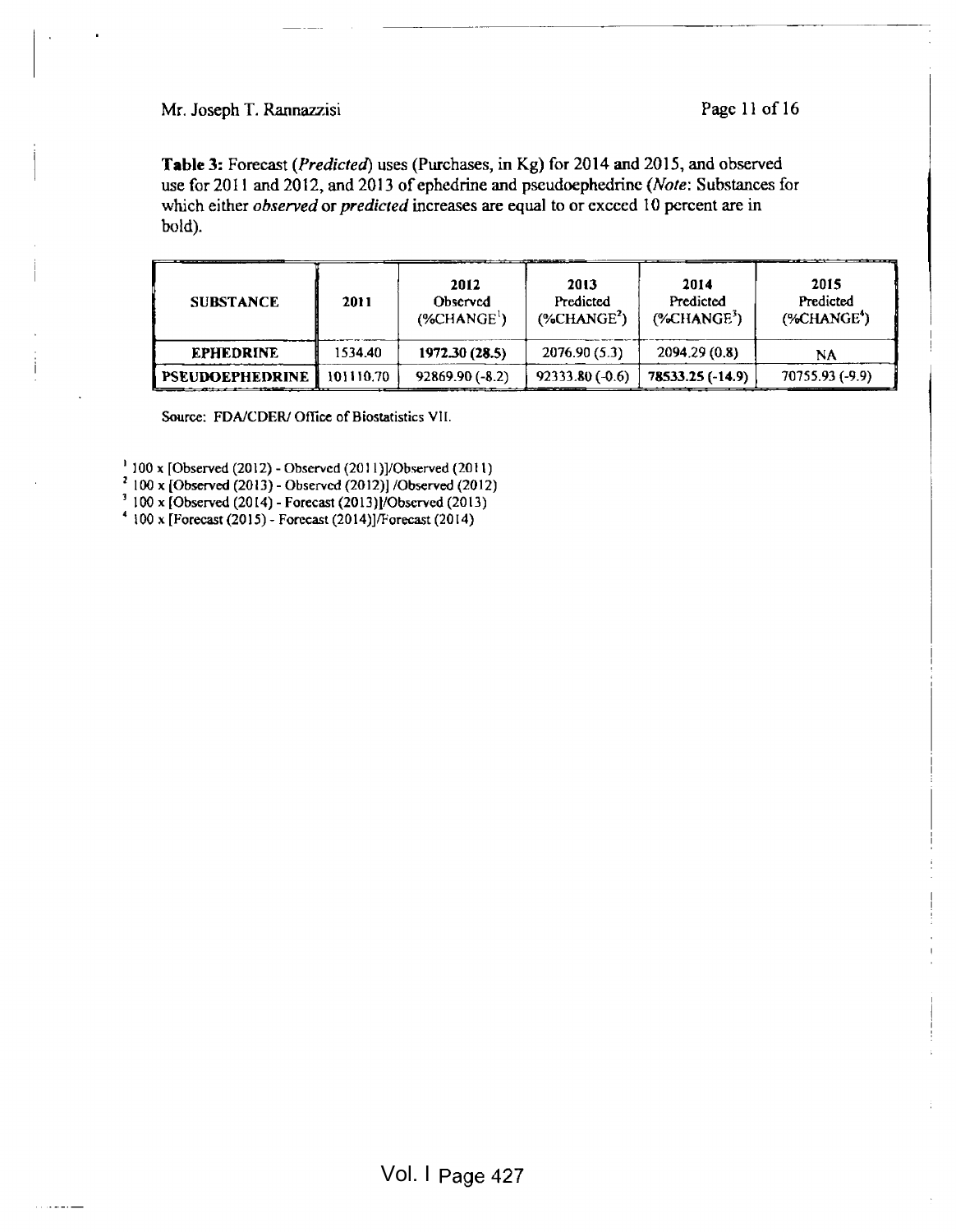**Table 3:** Forecast (*Predicted*) uses (Purchases, in Kg) for 2014 and 2015, and observed use for 2011 and 2012, and 2013 of ephedrine and pseudoephedrine (*Note*: Substances for which either *observed* or *predicted* increases are equal to or exceed 10 percent are in bold).

| SUBSTANCE | 2011 | 2012 Observed (%CHANGE[1]) | 2013 Predicted (%CHANGE[2]) | 2014 Predicted (%CHANGE[3]) | 2015 Predicted (%CHANGE[4]) |
|---|---|---|---|---|---|
| **EPHEDRINE** | 1534.40 | **1972.30 (28.5)** | 2076.90 (5.3) | 2094.29 (0.8) | NA |
| **PSEUDOEPHEDRINE** | 101110.70 | 92869.90 (-8.2) | 92333.80 (-0.6) | **78533.25 (-14.9)** | 70755.93 (-9.9) |

Source: FDA/CDER/ Office of Biostatistics VII.

[1] 100 x [Observed (2012) - Observed (2011)]/Observed (2011)

[2] 100 x [Observed (2013) - Observed (2012)] /Observed (2012)

[3] 100 x [Observed (2014) - Forecast (2013)]/Observed (2013)

[4] 100 x [Forecast (2015) - Forecast (2014)]/Forecast (2014)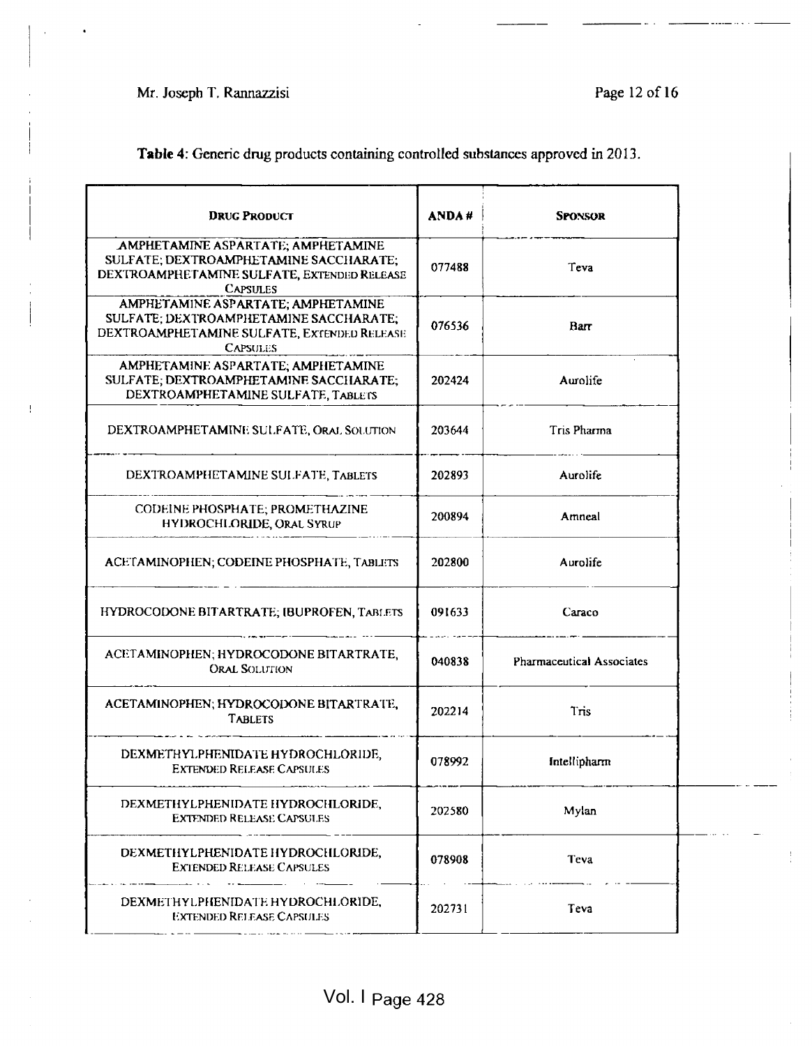**Table 4**: Generic drug products containing controlled substances approved in 2013.

| DRUG PRODUCT | ANDA # | SPONSOR |
|---|---|---|
| AMPHETAMINE ASPARTATE; AMPHETAMINE SULFATE; DEXTROAMPHETAMINE SACCHARATE; DEXTROAMPHETAMINE SULFATE, EXTENDED RELEASE CAPSULES | 077488 | Teva |
| AMPHETAMINE ASPARTATE; AMPHETAMINE SULFATE; DEXTROAMPHETAMINE SACCHARATE; DEXTROAMPHETAMINE SULFATE, EXTENDED RELEASE CAPSULES | 076536 | Barr |
| AMPHETAMINE ASPARTATE; AMPHETAMINE SULFATE; DEXTROAMPHETAMINE SACCHARATE; DEXTROAMPHETAMINE SULFATE, TABLETS | 202424 | Aurolife |
| DEXTROAMPHETAMINE SULFATE, ORAL SOLUTION | 203644 | Tris Pharma |
| DEXTROAMPHETAMINE SULFATE, TABLETS | 202893 | Aurolife |
| CODEINE PHOSPHATE; PROMETHAZINE HYDROCHLORIDE, ORAL SYRUP | 200894 | Amneal |
| ACETAMINOPHEN; CODEINE PHOSPHATE, TABLETS | 202800 | Aurolife |
| HYDROCODONE BITARTRATE; IBUPROFEN, TABLETS | 091633 | Caraco |
| ACETAMINOPHEN; HYDROCODONE BITARTRATE, ORAL SOLUTION | 040838 | Pharmaceutical Associates |
| ACETAMINOPHEN; HYDROCODONE BITARTRATE, TABLETS | 202214 | Tris |
| DEXMETHYLPHENIDATE HYDROCHLORIDE, EXTENDED RELEASE CAPSULES | 078992 | Intellipharm |
| DEXMETHYLPHENIDATE HYDROCHLORIDE, EXTENDED RELEASE CAPSULES | 202580 | Mylan |
| DEXMETHYLPHENIDATE HYDROCHLORIDE, EXTENDED RELEASE CAPSULES | 078908 | Teva |
| DEXMETHYLPHENIDATE HYDROCHLORIDE, EXTENDED RELEASE CAPSULES | 202731 | Teva |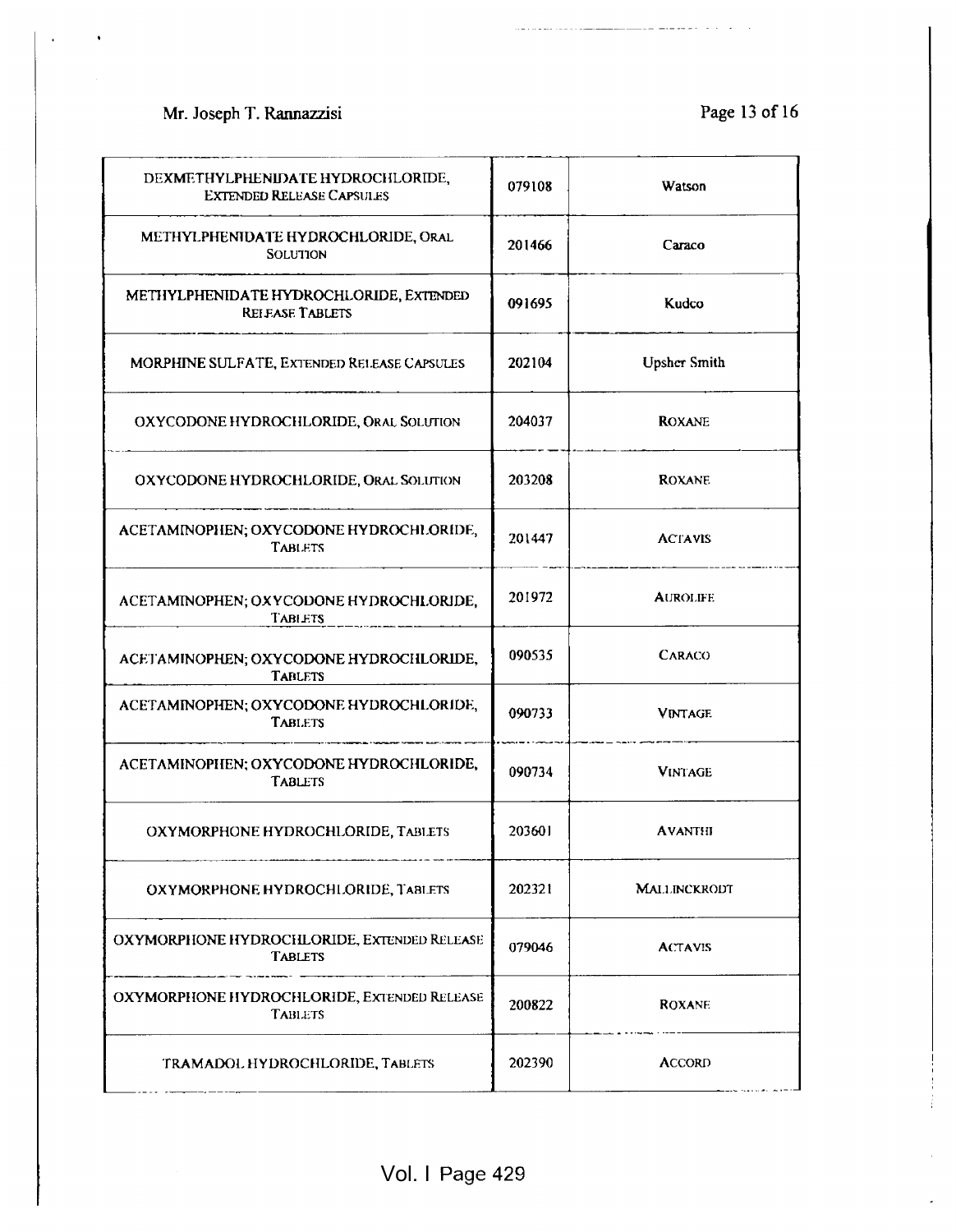| | | |
|---|---|---|
| DEXMETHYLPHENIDATE HYDROCHLORIDE, EXTENDED RELEASE CAPSULES | 079108 | Watson |
| METHYLPHENIDATE HYDROCHLORIDE, ORAL SOLUTION | 201466 | Caraco |
| METHYLPHENIDATE HYDROCHLORIDE, EXTENDED RELEASE TABLETS | 091695 | Kudco |
| MORPHINE SULFATE, EXTENDED RELEASE CAPSULES | 202104 | Upsher Smith |
| OXYCODONE HYDROCHLORIDE, ORAL SOLUTION | 204037 | ROXANE |
| OXYCODONE HYDROCHLORIDE, ORAL SOLUTION | 203208 | ROXANE |
| ACETAMINOPHEN; OXYCODONE HYDROCHLORIDE, TABLETS | 201447 | ACTAVIS |
| ACETAMINOPHEN; OXYCODONE HYDROCHLORIDE, TABLETS | 201972 | AUROLIFE |
| ACETAMINOPHEN; OXYCODONE HYDROCHLORIDE, TABLETS | 090535 | CARACO |
| ACETAMINOPHEN; OXYCODONE HYDROCHLORIDE, TABLETS | 090733 | VINTAGE |
| ACETAMINOPHEN; OXYCODONE HYDROCHLORIDE, TABLETS | 090734 | VINTAGE |
| OXYMORPHONE HYDROCHLORIDE, TABLETS | 203601 | AVANTHI |
| OXYMORPHONE HYDROCHLORIDE, TABLETS | 202321 | MALLINCKRODT |
| OXYMORPHONE HYDROCHLORIDE, EXTENDED RELEASE TABLETS | 079046 | ACTAVIS |
| OXYMORPHONE HYDROCHLORIDE, EXTENDED RELEASE TABLETS | 200822 | ROXANE |
| TRAMADOL HYDROCHLORIDE, TABLETS | 202390 | ACCORD |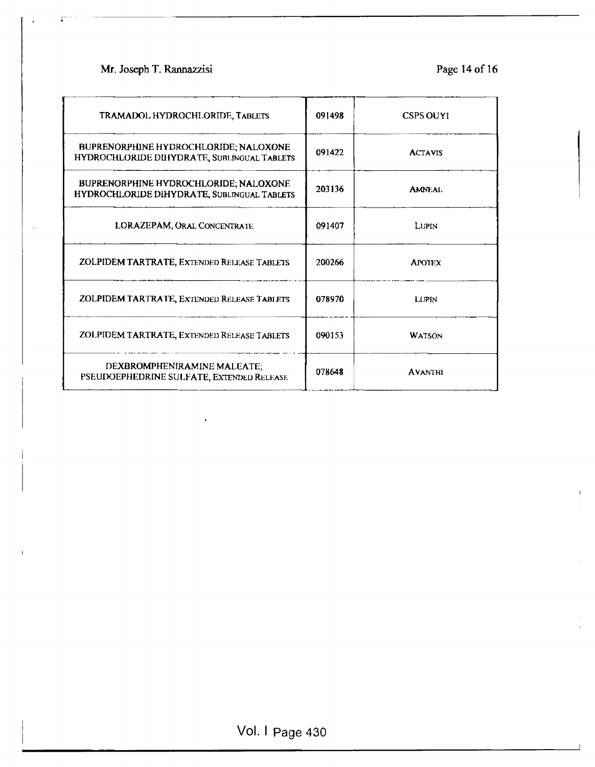| TRAMADOL HYDROCHLORIDE, TABLETS | 091498 | CSPS OUYI |
|---|---|---|
| BUPRENORPHINE HYDROCHLORIDE; NALOXONE HYDROCHLORIDE DIHYDRATE, SUBLINGUAL TABLETS | 091422 | ACTAVIS |
| BUPRENORPHINE HYDROCHLORIDE; NALOXONE HYDROCHLORIDE DIHYDRATE, SUBLINGUAL TABLETS | 203136 | AMNEAL |
| LORAZEPAM, ORAL CONCENTRATE | 091407 | LUPIN |
| ZOLPIDEM TARTRATE, EXTENDED RELEASE TABLETS | 200266 | APOTEX |
| ZOLPIDEM TARTRATE, EXTENDED RELEASE TABLETS | 078970 | LUPIN |
| ZOLPIDEM TARTRATE, EXTENDED RELEASE TABLETS | 090153 | WATSON |
| DEXBROMPHENIRAMINE MALEATE; PSEUDOEPHEDRINE SULFATE, EXTENDED RELEASE | 078648 | AVANTHI |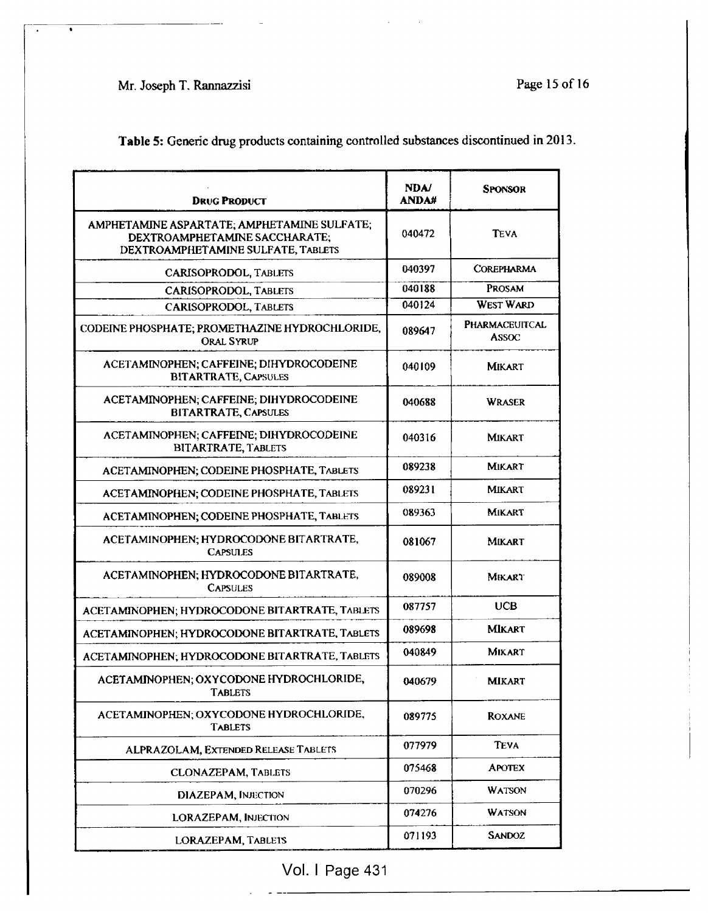**Table 5:** Generic drug products containing controlled substances discontinued in 2013.

| Drug Product | NDA/ ANDA# | Sponsor |
|---|---|---|
| AMPHETAMINE ASPARTATE; AMPHETAMINE SULFATE; DEXTROAMPHETAMINE SACCHARATE; DEXTROAMPHETAMINE SULFATE, TABLETS | 040472 | TEVA |
| CARISOPRODOL, TABLETS | 040397 | COREPHARMA |
| CARISOPRODOL, TABLETS | 040188 | PROSAM |
| CARISOPRODOL, TABLETS | 040124 | WEST WARD |
| CODEINE PHOSPHATE; PROMETHAZINE HYDROCHLORIDE, ORAL SYRUP | 089647 | PHARMACEUITCAL ASSOC |
| ACETAMINOPHEN; CAFFEINE; DIHYDROCODEINE BITARTRATE, CAPSULES | 040109 | MIKART |
| ACETAMINOPHEN; CAFFEINE; DIHYDROCODEINE BITARTRATE, CAPSULES | 040688 | WRASER |
| ACETAMINOPHEN; CAFFEINE; DIHYDROCODEINE BITARTRATE, TABLETS | 040316 | MIKART |
| ACETAMINOPHEN; CODEINE PHOSPHATE, TABLETS | 089238 | MIKART |
| ACETAMINOPHEN; CODEINE PHOSPHATE, TABLETS | 089231 | MIKART |
| ACETAMINOPHEN; CODEINE PHOSPHATE, TABLETS | 089363 | MIKART |
| ACETAMINOPHEN; HYDROCODONE BITARTRATE, CAPSULES | 081067 | MIKART |
| ACETAMINOPHEN; HYDROCODONE BITARTRATE, CAPSULES | 089008 | MIKART |
| ACETAMINOPHEN; HYDROCODONE BITARTRATE, TABLETS | 087757 | UCB |
| ACETAMINOPHEN; HYDROCODONE BITARTRATE, TABLETS | 089698 | MIKART |
| ACETAMINOPHEN; HYDROCODONE BITARTRATE, TABLETS | 040849 | MIKART |
| ACETAMINOPHEN; OXYCODONE HYDROCHLORIDE, TABLETS | 040679 | MIKART |
| ACETAMINOPHEN; OXYCODONE HYDROCHLORIDE, TABLETS | 089775 | ROXANE |
| ALPRAZOLAM, EXTENDED RELEASE TABLETS | 077979 | TEVA |
| CLONAZEPAM, TABLETS | 075468 | APOTEX |
| DIAZEPAM, INJECTION | 070296 | WATSON |
| LORAZEPAM, INJECTION | 074276 | WATSON |
| LORAZEPAM, TABLETS | 071193 | SANDOZ |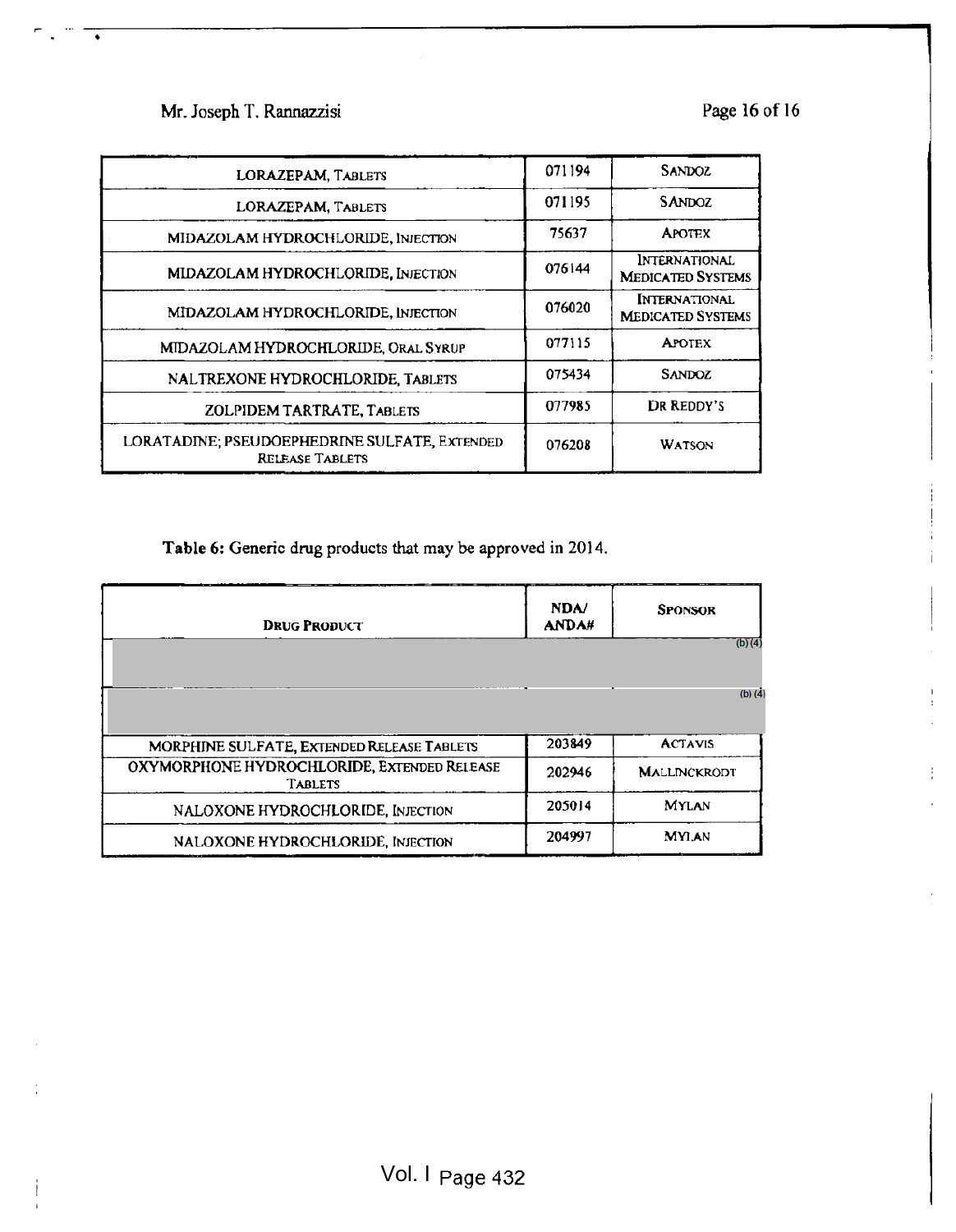| | | |
|---|---|---|
| LORAZEPAM, TABLETS | 071194 | SANDOZ |
| LORAZEPAM, TABLETS | 071195 | SANDOZ |
| MIDAZOLAM HYDROCHLORIDE, INJECTION | 75637 | APOTEX |
| MIDAZOLAM HYDROCHLORIDE, INJECTION | 076144 | INTERNATIONAL MEDICATED SYSTEMS |
| MIDAZOLAM HYDROCHLORIDE, INJECTION | 076020 | INTERNATIONAL MEDICATED SYSTEMS |
| MIDAZOLAM HYDROCHLORIDE, ORAL SYRUP | 077115 | APOTEX |
| NALTREXONE HYDROCHLORIDE, TABLETS | 075434 | SANDOZ |
| ZOLPIDEM TARTRATE, TABLETS | 077985 | DR REDDY'S |
| LORATADINE; PSEUDOEPHEDRINE SULFATE, EXTENDED RELEASE TABLETS | 076208 | WATSON |

**Table 6:** Generic drug products that may be approved in 2014.

| DRUG PRODUCT | NDA/ ANDA# | SPONSOR |
|---|---|---|
| | | (b) (4) |
| | | (b) (4) |
| MORPHINE SULFATE, EXTENDED RELEASE TABLETS | 203849 | ACTAVIS |
| OXYMORPHONE HYDROCHLORIDE, EXTENDED RELEASE TABLETS | 202946 | MALLINCKRODT |
| NALOXONE HYDROCHLORIDE, INJECTION | 205014 | MYLAN |
| NALOXONE HYDROCHLORIDE, INJECTION | 204997 | MYLAN |